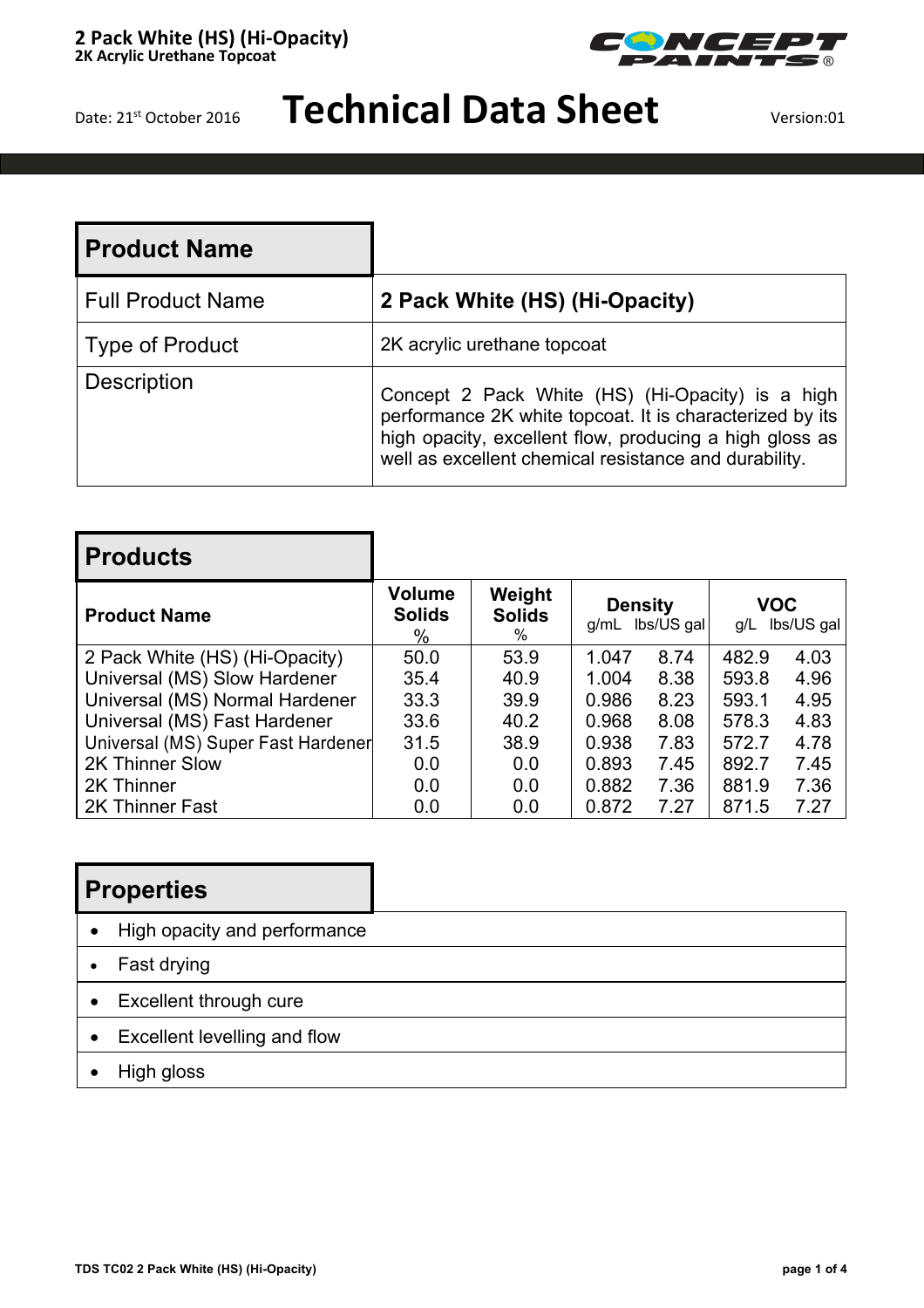**2 Pack White (HS) (Hi-Opacity)**
**2K Acrylic Urethane Topcoat**

Date: 21st October 2016

# Technical Data Sheet

Version:01

## Product Name

| | |
|---|---|
| Full Product Name | **2 Pack White (HS) (Hi-Opacity)** |
| Type of Product | 2K acrylic urethane topcoat |
| Description | Concept 2 Pack White (HS) (Hi-Opacity) is a high performance 2K white topcoat. It is characterized by its high opacity, excellent flow, producing a high gloss as well as excellent chemical resistance and durability. |

## Products

| Product Name | Volume Solids % | Weight Solids % | Density g/mL | Density lbs/US gal | VOC g/L | VOC lbs/US gal |
|---|---|---|---|---|---|---|
| 2 Pack White (HS) (Hi-Opacity) | 50.0 | 53.9 | 1.047 | 8.74 | 482.9 | 4.03 |
| Universal (MS) Slow Hardener | 35.4 | 40.9 | 1.004 | 8.38 | 593.8 | 4.96 |
| Universal (MS) Normal Hardener | 33.3 | 39.9 | 0.986 | 8.23 | 593.1 | 4.95 |
| Universal (MS) Fast Hardener | 33.6 | 40.2 | 0.968 | 8.08 | 578.3 | 4.83 |
| Universal (MS) Super Fast Hardener | 31.5 | 38.9 | 0.938 | 7.83 | 572.7 | 4.78 |
| 2K Thinner Slow | 0.0 | 0.0 | 0.893 | 7.45 | 892.7 | 7.45 |
| 2K Thinner | 0.0 | 0.0 | 0.882 | 7.36 | 881.9 | 7.36 |
| 2K Thinner Fast | 0.0 | 0.0 | 0.872 | 7.27 | 871.5 | 7.27 |

## Properties

- High opacity and performance
- Fast drying
- Excellent through cure
- Excellent levelling and flow
- High gloss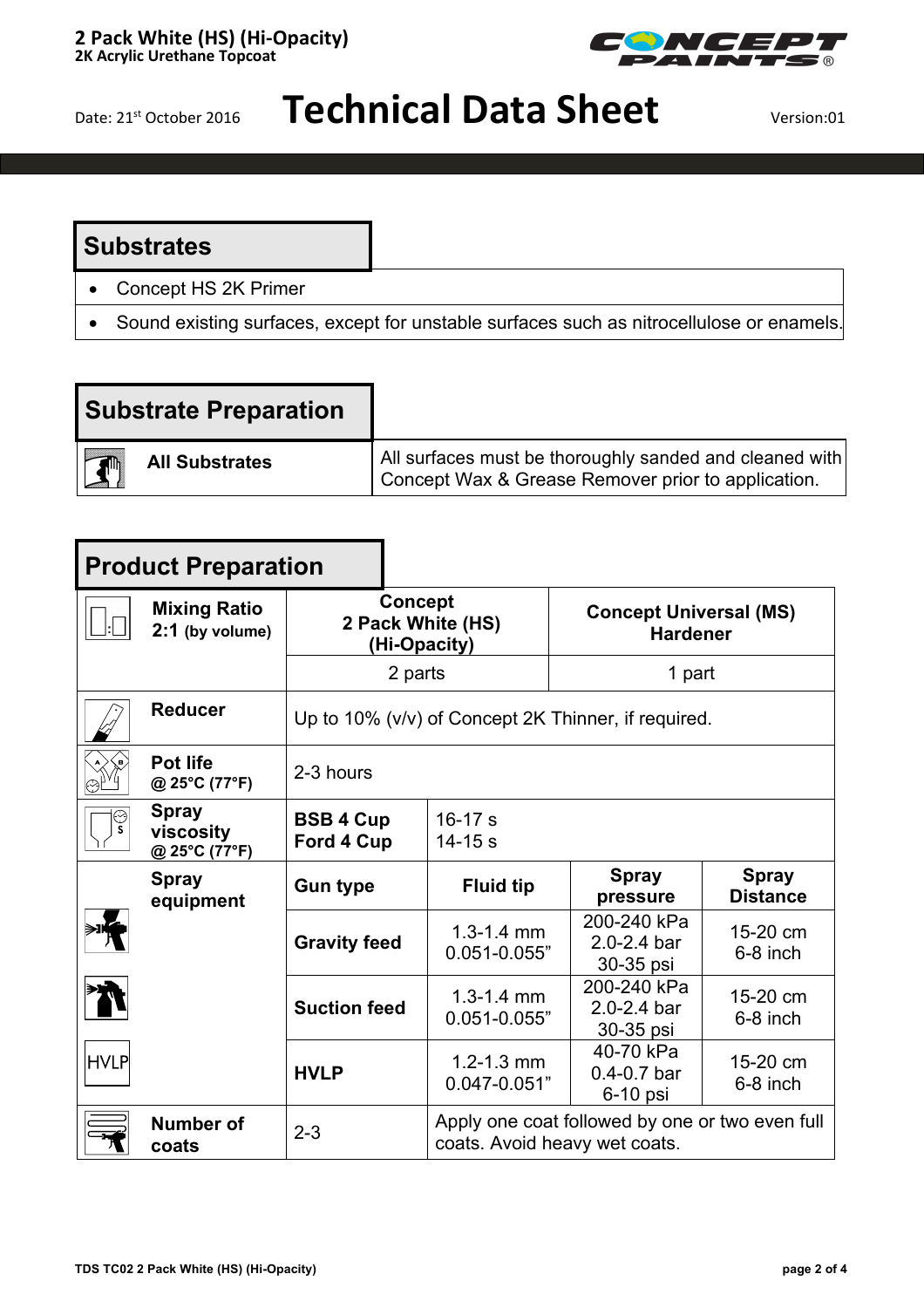# Technical Data Sheet

**2 Pack White (HS) (Hi-Opacity)**
**2K Acrylic Urethane Topcoat**

Date: 21st October 2016

Version:01

## Substrates

- Concept HS 2K Primer
- Sound existing surfaces, except for unstable surfaces such as nitrocellulose or enamels.

## Substrate Preparation

| | |
|---|---|
| **All Substrates** | All surfaces must be thoroughly sanded and cleaned with Concept Wax & Grease Remover prior to application. |

## Product Preparation

| | | | | |
|---|---|---|---|---|
| **Mixing Ratio 2:1** (by volume) | **Concept 2 Pack White (HS) (Hi-Opacity)** | | **Concept Universal (MS) Hardener** | |
| | 2 parts | | 1 part | |
| **Reducer** | Up to 10% (v/v) of Concept 2K Thinner, if required. | | | |
| **Pot life** @ 25°C (77°F) | 2-3 hours | | | |
| **Spray viscosity** @ 25°C (77°F) | **BSB 4 Cup** **Ford 4 Cup** | 16-17 s 14-15 s | | |
| **Spray equipment** | **Gun type** | **Fluid tip** | **Spray pressure** | **Spray Distance** |
| | **Gravity feed** | 1.3-1.4 mm 0.051-0.055” | 200-240 kPa 2.0-2.4 bar 30-35 psi | 15-20 cm 6-8 inch |
| | **Suction feed** | 1.3-1.4 mm 0.051-0.055” | 200-240 kPa 2.0-2.4 bar 30-35 psi | 15-20 cm 6-8 inch |
| | **HVLP** | 1.2-1.3 mm 0.047-0.051” | 40-70 kPa 0.4-0.7 bar 6-10 psi | 15-20 cm 6-8 inch |
| **Number of coats** | 2-3 | Apply one coat followed by one or two even full coats. Avoid heavy wet coats. | | |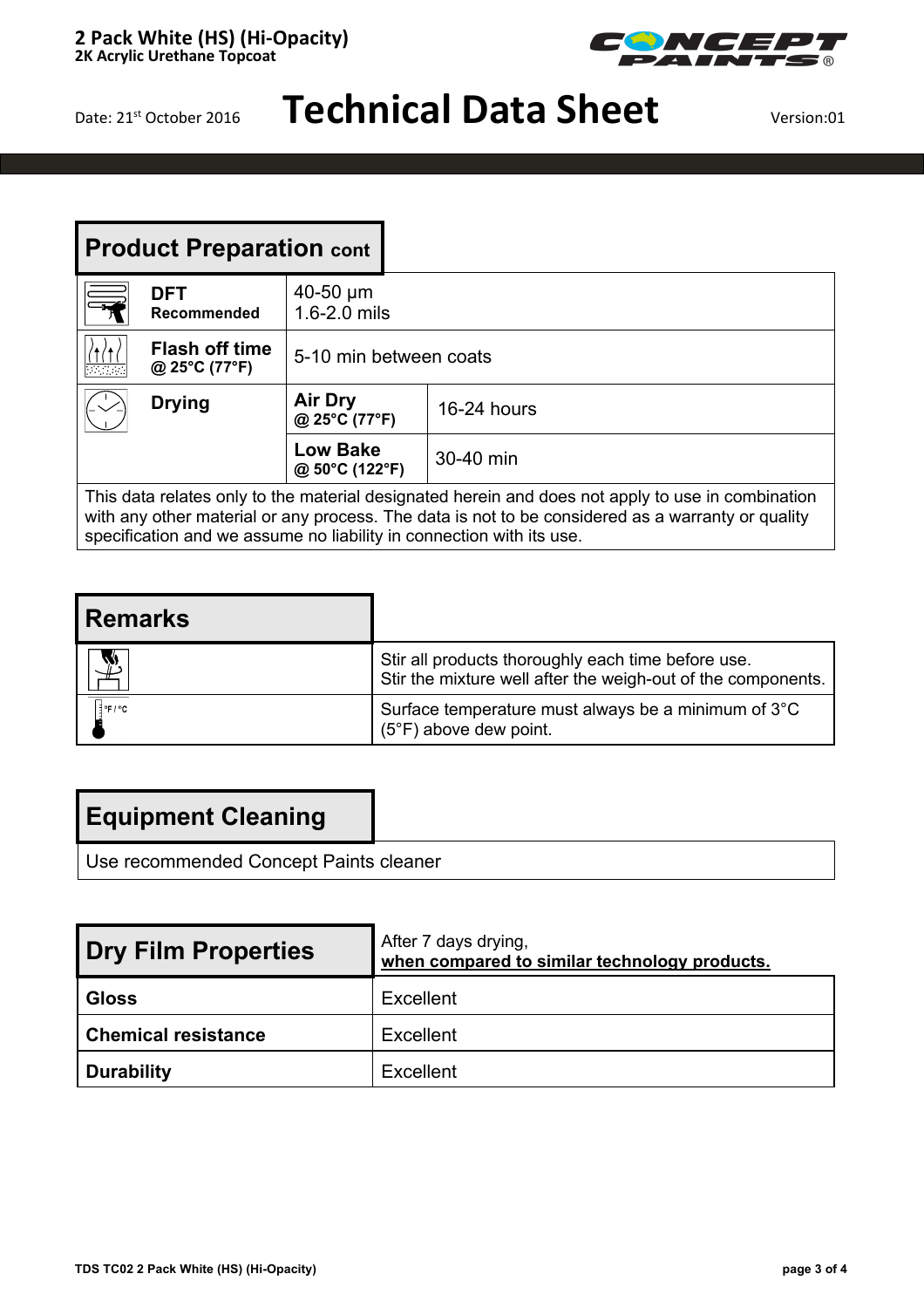**2 Pack White (HS) (Hi-Opacity)**
**2K Acrylic Urethane Topcoat**

Date: 21st October 2016

# Technical Data Sheet

Version:01

## Product Preparation cont

| | | |
|---|---|---|
| **DFT** Recommended | 40-50 µm<br>1.6-2.0 mils | |
| **Flash off time** @ 25°C (77°F) | 5-10 min between coats | |
| **Drying** | **Air Dry** @ 25°C (77°F) | 16-24 hours |
| | **Low Bake** @ 50°C (122°F) | 30-40 min |

This data relates only to the material designated herein and does not apply to use in combination with any other material or any process. The data is not to be considered as a warranty or quality specification and we assume no liability in connection with its use.

## Remarks

Stir all products thoroughly each time before use.
Stir the mixture well after the weigh-out of the components.

Surface temperature must always be a minimum of 3°C (5°F) above dew point.

## Equipment Cleaning

Use recommended Concept Paints cleaner

## Dry Film Properties

After 7 days drying, **when compared to similar technology products.**

| Property | Rating |
|---|---|
| **Gloss** | Excellent |
| **Chemical resistance** | Excellent |
| **Durability** | Excellent |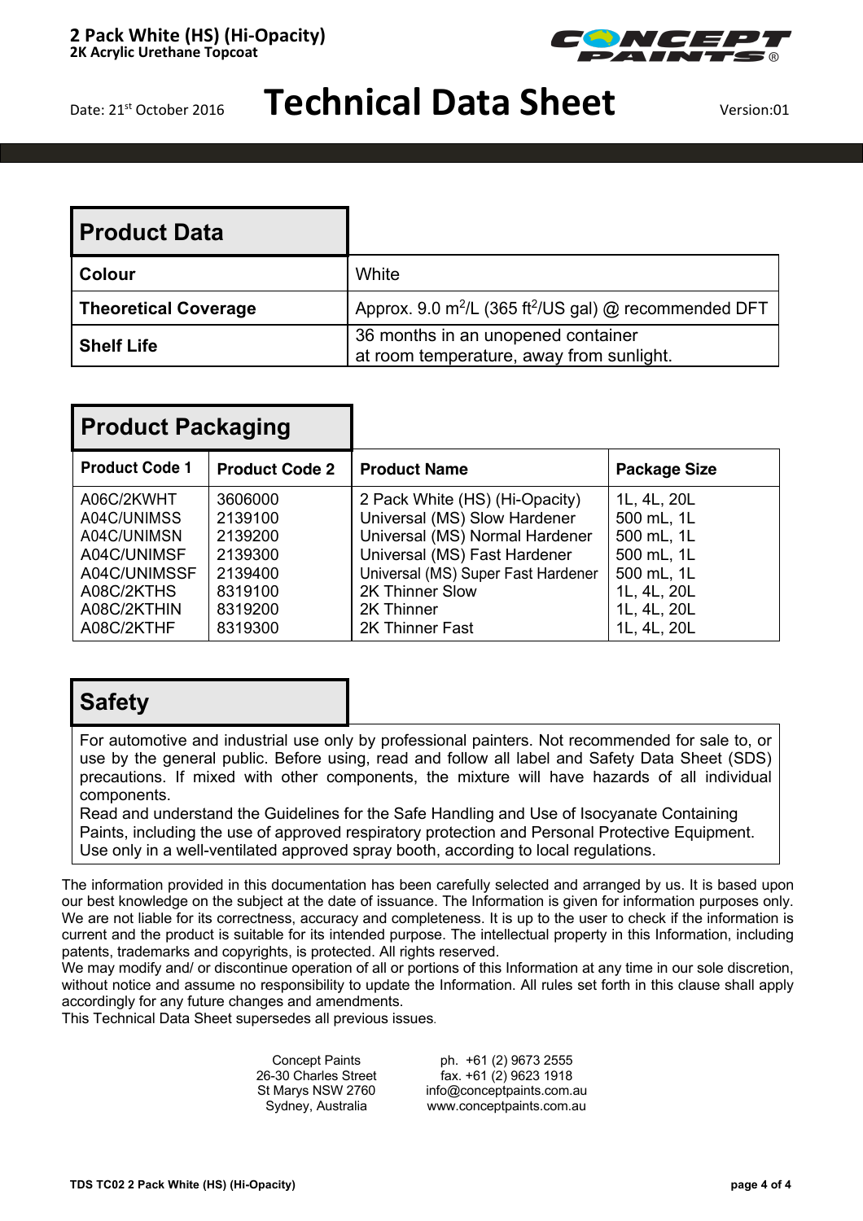## Product Data

| | |
|---|---|
| **Colour** | White |
| **Theoretical Coverage** | Approx. 9.0 $m^2$/L (365 $ft^2$/US gal) @ recommended DFT |
| **Shelf Life** | 36 months in an unopened container at room temperature, away from sunlight. |

## Product Packaging

| Product Code 1 | Product Code 2 | Product Name | Package Size |
|---|---|---|---|
| A06C/2KWHT | 3606000 | 2 Pack White (HS) (Hi-Opacity) | 1L, 4L, 20L |
| A04C/UNIMSS | 2139100 | Universal (MS) Slow Hardener | 500 mL, 1L |
| A04C/UNIMSN | 2139200 | Universal (MS) Normal Hardener | 500 mL, 1L |
| A04C/UNIMSF | 2139300 | Universal (MS) Fast Hardener | 500 mL, 1L |
| A04C/UNIMSSF | 2139400 | Universal (MS) Super Fast Hardener | 500 mL, 1L |
| A08C/2KTHS | 8319100 | 2K Thinner Slow | 1L, 4L, 20L |
| A08C/2KTHIN | 8319200 | 2K Thinner | 1L, 4L, 20L |
| A08C/2KTHF | 8319300 | 2K Thinner Fast | 1L, 4L, 20L |

## Safety

For automotive and industrial use only by professional painters. Not recommended for sale to, or use by the general public. Before using, read and follow all label and Safety Data Sheet (SDS) precautions. If mixed with other components, the mixture will have hazards of all individual components.
Read and understand the Guidelines for the Safe Handling and Use of Isocyanate Containing Paints, including the use of approved respiratory protection and Personal Protective Equipment.
Use only in a well-ventilated approved spray booth, according to local regulations.

The information provided in this documentation has been carefully selected and arranged by us. It is based upon our best knowledge on the subject at the date of issuance. The Information is given for information purposes only. We are not liable for its correctness, accuracy and completeness. It is up to the user to check if the information is current and the product is suitable for its intended purpose. The intellectual property in this Information, including patents, trademarks and copyrights, is protected. All rights reserved.
We may modify and/ or discontinue operation of all or portions of this Information at any time in our sole discretion, without notice and assume no responsibility to update the Information. All rules set forth in this clause shall apply accordingly for any future changes and amendments.
This Technical Data Sheet supersedes all previous issues.

Concept Paints
26-30 Charles Street
St Marys NSW 2760
Sydney, Australia

ph. +61 (2) 9673 2555
fax. +61 (2) 9623 1918
info@conceptpaints.com.au
www.conceptpaints.com.au